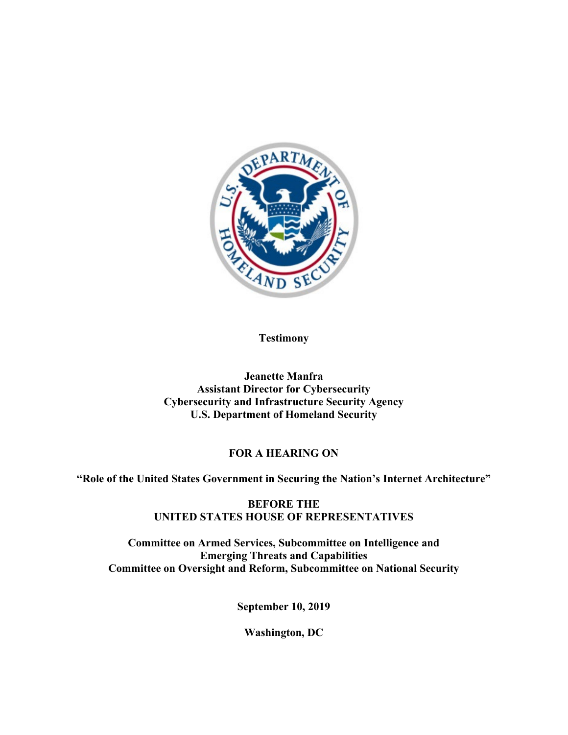**Testimony**

**Jeanette Manfra**
**Assistant Director for Cybersecurity**
**Cybersecurity and Infrastructure Security Agency**
**U.S. Department of Homeland Security**

**FOR A HEARING ON**

**"Role of the United States Government in Securing the Nation's Internet Architecture"**

**BEFORE THE**
**UNITED STATES HOUSE OF REPRESENTATIVES**

**Committee on Armed Services, Subcommittee on Intelligence and Emerging Threats and Capabilities**
**Committee on Oversight and Reform, Subcommittee on National Security**

**September 10, 2019**

**Washington, DC**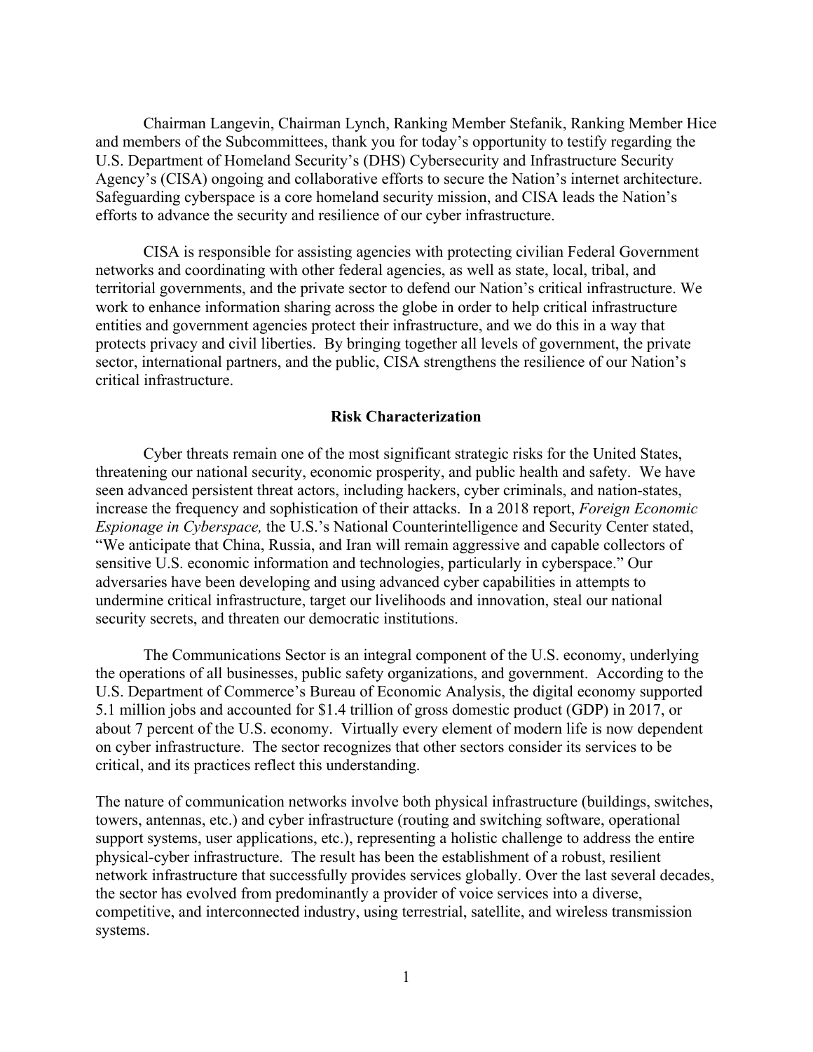Chairman Langevin, Chairman Lynch, Ranking Member Stefanik, Ranking Member Hice and members of the Subcommittees, thank you for today's opportunity to testify regarding the U.S. Department of Homeland Security's (DHS) Cybersecurity and Infrastructure Security Agency's (CISA) ongoing and collaborative efforts to secure the Nation's internet architecture. Safeguarding cyberspace is a core homeland security mission, and CISA leads the Nation's efforts to advance the security and resilience of our cyber infrastructure.

CISA is responsible for assisting agencies with protecting civilian Federal Government networks and coordinating with other federal agencies, as well as state, local, tribal, and territorial governments, and the private sector to defend our Nation's critical infrastructure. We work to enhance information sharing across the globe in order to help critical infrastructure entities and government agencies protect their infrastructure, and we do this in a way that protects privacy and civil liberties. By bringing together all levels of government, the private sector, international partners, and the public, CISA strengthens the resilience of our Nation's critical infrastructure.

## Risk Characterization

Cyber threats remain one of the most significant strategic risks for the United States, threatening our national security, economic prosperity, and public health and safety. We have seen advanced persistent threat actors, including hackers, cyber criminals, and nation-states, increase the frequency and sophistication of their attacks. In a 2018 report, *Foreign Economic Espionage in Cyberspace,* the U.S.'s National Counterintelligence and Security Center stated, "We anticipate that China, Russia, and Iran will remain aggressive and capable collectors of sensitive U.S. economic information and technologies, particularly in cyberspace." Our adversaries have been developing and using advanced cyber capabilities in attempts to undermine critical infrastructure, target our livelihoods and innovation, steal our national security secrets, and threaten our democratic institutions.

The Communications Sector is an integral component of the U.S. economy, underlying the operations of all businesses, public safety organizations, and government. According to the U.S. Department of Commerce's Bureau of Economic Analysis, the digital economy supported 5.1 million jobs and accounted for $1.4 trillion of gross domestic product (GDP) in 2017, or about 7 percent of the U.S. economy. Virtually every element of modern life is now dependent on cyber infrastructure. The sector recognizes that other sectors consider its services to be critical, and its practices reflect this understanding.

The nature of communication networks involve both physical infrastructure (buildings, switches, towers, antennas, etc.) and cyber infrastructure (routing and switching software, operational support systems, user applications, etc.), representing a holistic challenge to address the entire physical-cyber infrastructure. The result has been the establishment of a robust, resilient network infrastructure that successfully provides services globally. Over the last several decades, the sector has evolved from predominantly a provider of voice services into a diverse, competitive, and interconnected industry, using terrestrial, satellite, and wireless transmission systems.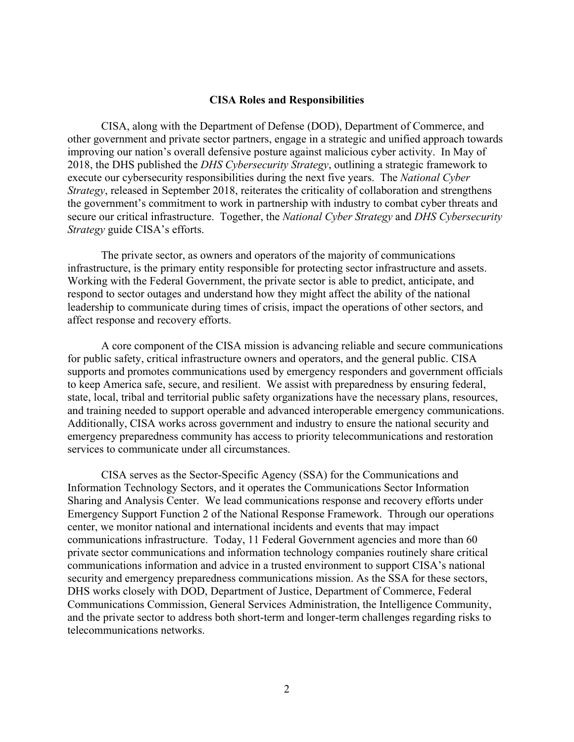## CISA Roles and Responsibilities

CISA, along with the Department of Defense (DOD), Department of Commerce, and other government and private sector partners, engage in a strategic and unified approach towards improving our nation's overall defensive posture against malicious cyber activity. In May of 2018, the DHS published the *DHS Cybersecurity Strategy*, outlining a strategic framework to execute our cybersecurity responsibilities during the next five years. The *National Cyber Strategy*, released in September 2018, reiterates the criticality of collaboration and strengthens the government's commitment to work in partnership with industry to combat cyber threats and secure our critical infrastructure. Together, the *National Cyber Strategy* and *DHS Cybersecurity Strategy* guide CISA's efforts.

The private sector, as owners and operators of the majority of communications infrastructure, is the primary entity responsible for protecting sector infrastructure and assets. Working with the Federal Government, the private sector is able to predict, anticipate, and respond to sector outages and understand how they might affect the ability of the national leadership to communicate during times of crisis, impact the operations of other sectors, and affect response and recovery efforts.

A core component of the CISA mission is advancing reliable and secure communications for public safety, critical infrastructure owners and operators, and the general public. CISA supports and promotes communications used by emergency responders and government officials to keep America safe, secure, and resilient. We assist with preparedness by ensuring federal, state, local, tribal and territorial public safety organizations have the necessary plans, resources, and training needed to support operable and advanced interoperable emergency communications. Additionally, CISA works across government and industry to ensure the national security and emergency preparedness community has access to priority telecommunications and restoration services to communicate under all circumstances.

CISA serves as the Sector-Specific Agency (SSA) for the Communications and Information Technology Sectors, and it operates the Communications Sector Information Sharing and Analysis Center. We lead communications response and recovery efforts under Emergency Support Function 2 of the National Response Framework. Through our operations center, we monitor national and international incidents and events that may impact communications infrastructure. Today, 11 Federal Government agencies and more than 60 private sector communications and information technology companies routinely share critical communications information and advice in a trusted environment to support CISA's national security and emergency preparedness communications mission. As the SSA for these sectors, DHS works closely with DOD, Department of Justice, Department of Commerce, Federal Communications Commission, General Services Administration, the Intelligence Community, and the private sector to address both short-term and longer-term challenges regarding risks to telecommunications networks.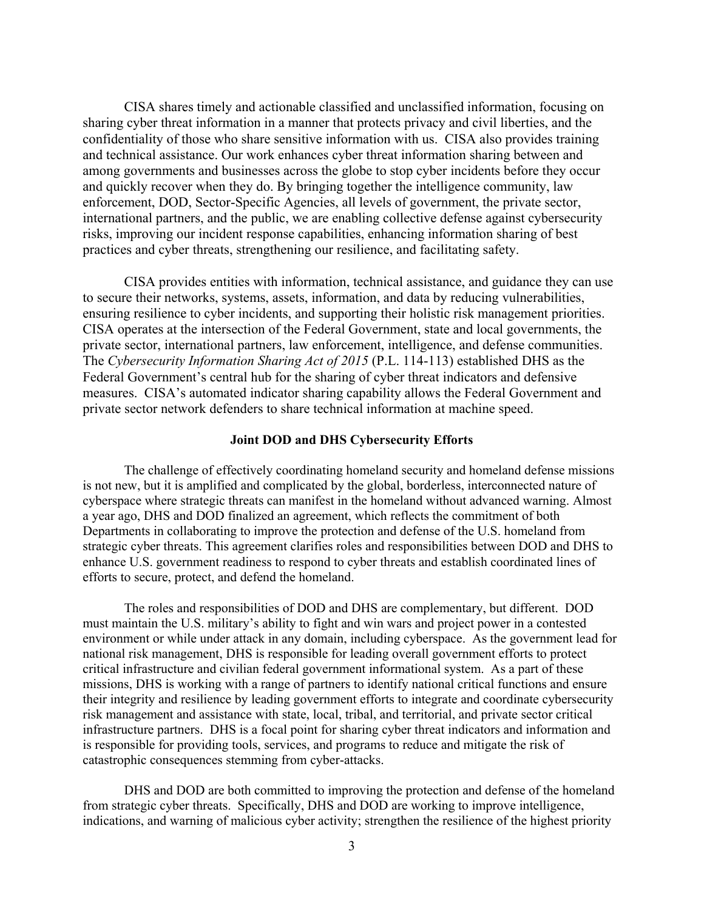CISA shares timely and actionable classified and unclassified information, focusing on sharing cyber threat information in a manner that protects privacy and civil liberties, and the confidentiality of those who share sensitive information with us. CISA also provides training and technical assistance. Our work enhances cyber threat information sharing between and among governments and businesses across the globe to stop cyber incidents before they occur and quickly recover when they do. By bringing together the intelligence community, law enforcement, DOD, Sector-Specific Agencies, all levels of government, the private sector, international partners, and the public, we are enabling collective defense against cybersecurity risks, improving our incident response capabilities, enhancing information sharing of best practices and cyber threats, strengthening our resilience, and facilitating safety.

CISA provides entities with information, technical assistance, and guidance they can use to secure their networks, systems, assets, information, and data by reducing vulnerabilities, ensuring resilience to cyber incidents, and supporting their holistic risk management priorities. CISA operates at the intersection of the Federal Government, state and local governments, the private sector, international partners, law enforcement, intelligence, and defense communities. The *Cybersecurity Information Sharing Act of 2015* (P.L. 114-113) established DHS as the Federal Government's central hub for the sharing of cyber threat indicators and defensive measures. CISA's automated indicator sharing capability allows the Federal Government and private sector network defenders to share technical information at machine speed.

**Joint DOD and DHS Cybersecurity Efforts**

The challenge of effectively coordinating homeland security and homeland defense missions is not new, but it is amplified and complicated by the global, borderless, interconnected nature of cyberspace where strategic threats can manifest in the homeland without advanced warning. Almost a year ago, DHS and DOD finalized an agreement, which reflects the commitment of both Departments in collaborating to improve the protection and defense of the U.S. homeland from strategic cyber threats. This agreement clarifies roles and responsibilities between DOD and DHS to enhance U.S. government readiness to respond to cyber threats and establish coordinated lines of efforts to secure, protect, and defend the homeland.

The roles and responsibilities of DOD and DHS are complementary, but different. DOD must maintain the U.S. military's ability to fight and win wars and project power in a contested environment or while under attack in any domain, including cyberspace. As the government lead for national risk management, DHS is responsible for leading overall government efforts to protect critical infrastructure and civilian federal government informational system. As a part of these missions, DHS is working with a range of partners to identify national critical functions and ensure their integrity and resilience by leading government efforts to integrate and coordinate cybersecurity risk management and assistance with state, local, tribal, and territorial, and private sector critical infrastructure partners. DHS is a focal point for sharing cyber threat indicators and information and is responsible for providing tools, services, and programs to reduce and mitigate the risk of catastrophic consequences stemming from cyber-attacks.

DHS and DOD are both committed to improving the protection and defense of the homeland from strategic cyber threats. Specifically, DHS and DOD are working to improve intelligence, indications, and warning of malicious cyber activity; strengthen the resilience of the highest priority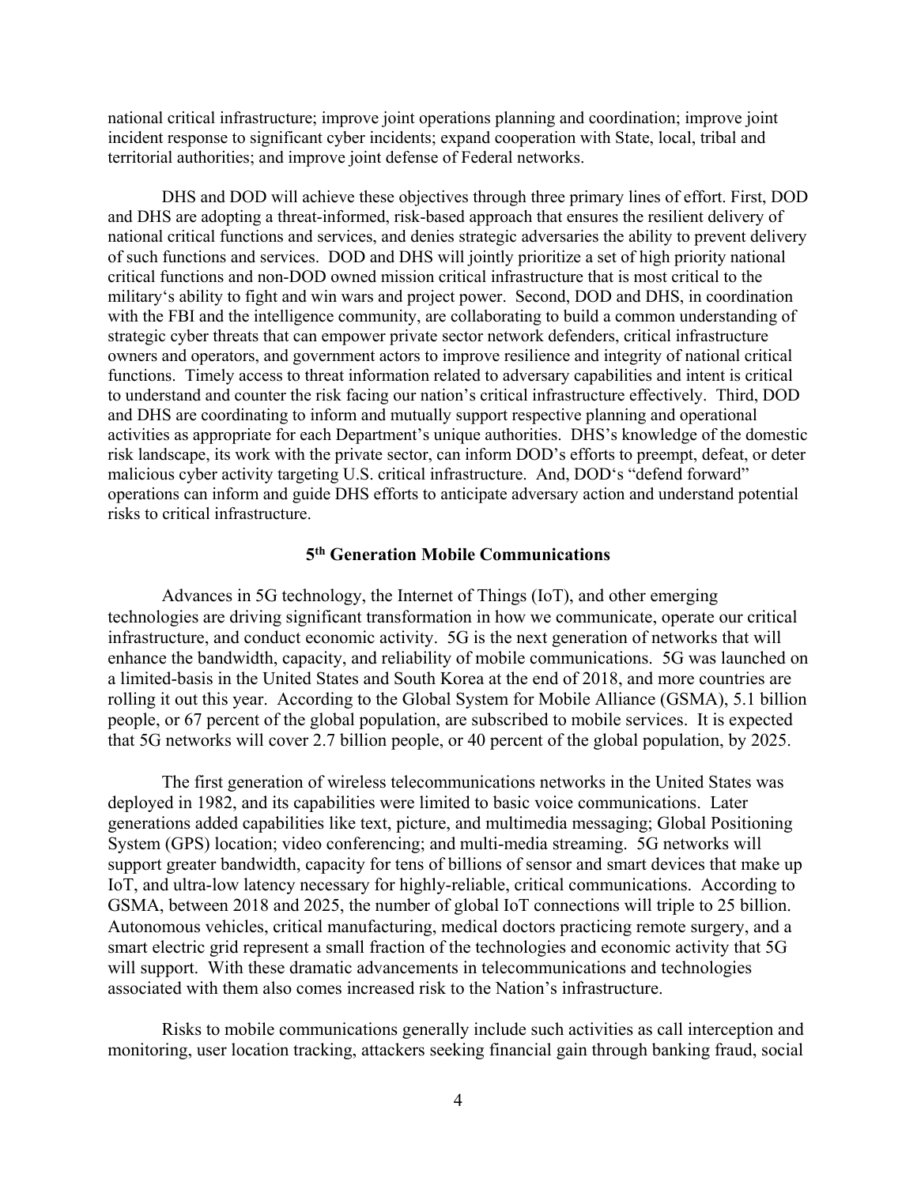national critical infrastructure; improve joint operations planning and coordination; improve joint incident response to significant cyber incidents; expand cooperation with State, local, tribal and territorial authorities; and improve joint defense of Federal networks.

DHS and DOD will achieve these objectives through three primary lines of effort. First, DOD and DHS are adopting a threat-informed, risk-based approach that ensures the resilient delivery of national critical functions and services, and denies strategic adversaries the ability to prevent delivery of such functions and services. DOD and DHS will jointly prioritize a set of high priority national critical functions and non-DOD owned mission critical infrastructure that is most critical to the military's ability to fight and win wars and project power. Second, DOD and DHS, in coordination with the FBI and the intelligence community, are collaborating to build a common understanding of strategic cyber threats that can empower private sector network defenders, critical infrastructure owners and operators, and government actors to improve resilience and integrity of national critical functions. Timely access to threat information related to adversary capabilities and intent is critical to understand and counter the risk facing our nation's critical infrastructure effectively. Third, DOD and DHS are coordinating to inform and mutually support respective planning and operational activities as appropriate for each Department's unique authorities. DHS's knowledge of the domestic risk landscape, its work with the private sector, can inform DOD's efforts to preempt, defeat, or deter malicious cyber activity targeting U.S. critical infrastructure. And, DOD's "defend forward" operations can inform and guide DHS efforts to anticipate adversary action and understand potential risks to critical infrastructure.

## 5th Generation Mobile Communications

Advances in 5G technology, the Internet of Things (IoT), and other emerging technologies are driving significant transformation in how we communicate, operate our critical infrastructure, and conduct economic activity. 5G is the next generation of networks that will enhance the bandwidth, capacity, and reliability of mobile communications. 5G was launched on a limited-basis in the United States and South Korea at the end of 2018, and more countries are rolling it out this year. According to the Global System for Mobile Alliance (GSMA), 5.1 billion people, or 67 percent of the global population, are subscribed to mobile services. It is expected that 5G networks will cover 2.7 billion people, or 40 percent of the global population, by 2025.

The first generation of wireless telecommunications networks in the United States was deployed in 1982, and its capabilities were limited to basic voice communications. Later generations added capabilities like text, picture, and multimedia messaging; Global Positioning System (GPS) location; video conferencing; and multi-media streaming. 5G networks will support greater bandwidth, capacity for tens of billions of sensor and smart devices that make up IoT, and ultra-low latency necessary for highly-reliable, critical communications. According to GSMA, between 2018 and 2025, the number of global IoT connections will triple to 25 billion. Autonomous vehicles, critical manufacturing, medical doctors practicing remote surgery, and a smart electric grid represent a small fraction of the technologies and economic activity that 5G will support. With these dramatic advancements in telecommunications and technologies associated with them also comes increased risk to the Nation's infrastructure.

Risks to mobile communications generally include such activities as call interception and monitoring, user location tracking, attackers seeking financial gain through banking fraud, social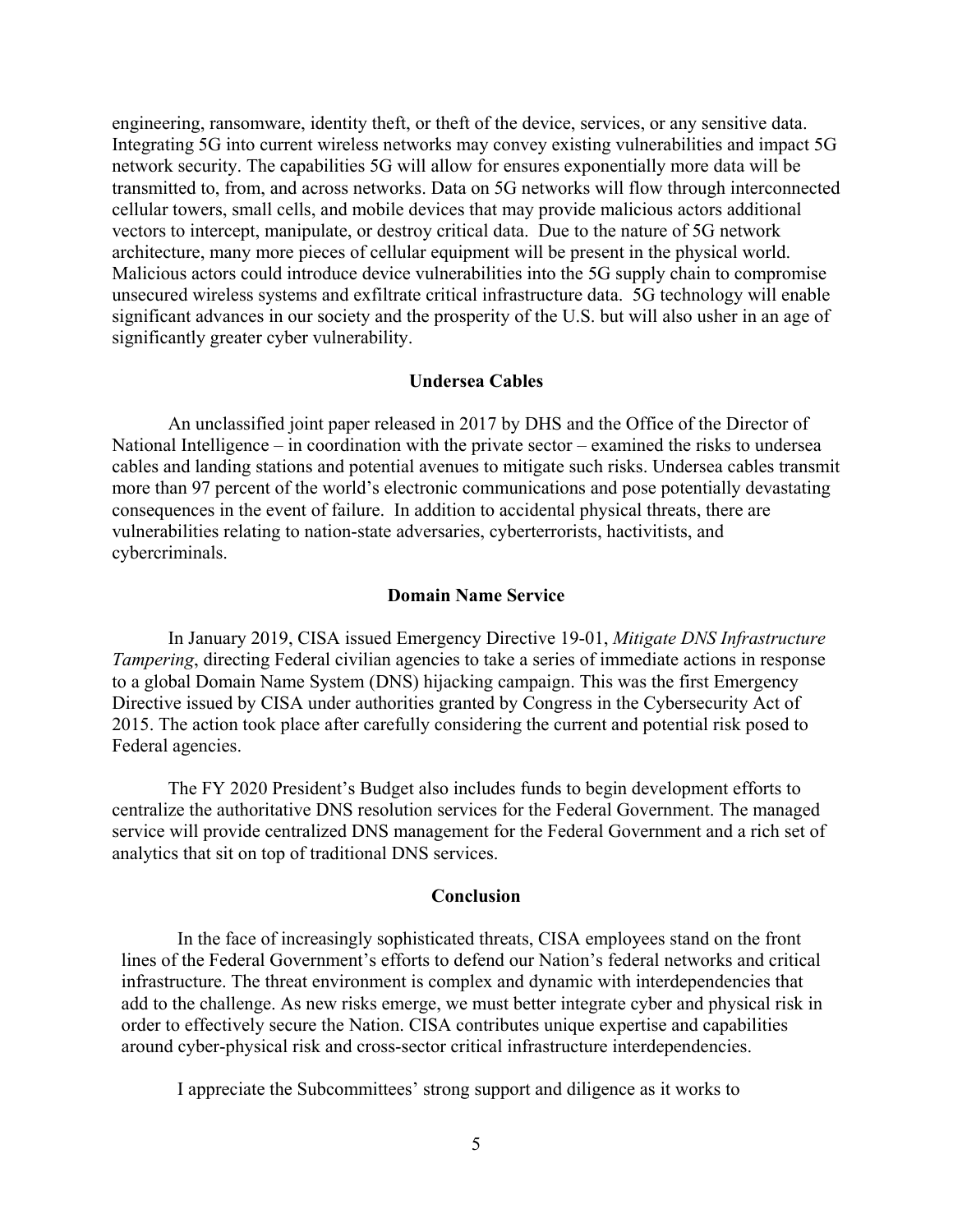engineering, ransomware, identity theft, or theft of the device, services, or any sensitive data. Integrating 5G into current wireless networks may convey existing vulnerabilities and impact 5G network security. The capabilities 5G will allow for ensures exponentially more data will be transmitted to, from, and across networks. Data on 5G networks will flow through interconnected cellular towers, small cells, and mobile devices that may provide malicious actors additional vectors to intercept, manipulate, or destroy critical data. Due to the nature of 5G network architecture, many more pieces of cellular equipment will be present in the physical world. Malicious actors could introduce device vulnerabilities into the 5G supply chain to compromise unsecured wireless systems and exfiltrate critical infrastructure data. 5G technology will enable significant advances in our society and the prosperity of the U.S. but will also usher in an age of significantly greater cyber vulnerability.

## Undersea Cables

An unclassified joint paper released in 2017 by DHS and the Office of the Director of National Intelligence – in coordination with the private sector – examined the risks to undersea cables and landing stations and potential avenues to mitigate such risks. Undersea cables transmit more than 97 percent of the world's electronic communications and pose potentially devastating consequences in the event of failure. In addition to accidental physical threats, there are vulnerabilities relating to nation-state adversaries, cyberterrorists, hactivitists, and cybercriminals.

## Domain Name Service

In January 2019, CISA issued Emergency Directive 19-01, *Mitigate DNS Infrastructure Tampering*, directing Federal civilian agencies to take a series of immediate actions in response to a global Domain Name System (DNS) hijacking campaign. This was the first Emergency Directive issued by CISA under authorities granted by Congress in the Cybersecurity Act of 2015. The action took place after carefully considering the current and potential risk posed to Federal agencies.

The FY 2020 President's Budget also includes funds to begin development efforts to centralize the authoritative DNS resolution services for the Federal Government. The managed service will provide centralized DNS management for the Federal Government and a rich set of analytics that sit on top of traditional DNS services.

## Conclusion

In the face of increasingly sophisticated threats, CISA employees stand on the front lines of the Federal Government's efforts to defend our Nation's federal networks and critical infrastructure. The threat environment is complex and dynamic with interdependencies that add to the challenge. As new risks emerge, we must better integrate cyber and physical risk in order to effectively secure the Nation. CISA contributes unique expertise and capabilities around cyber-physical risk and cross-sector critical infrastructure interdependencies.

I appreciate the Subcommittees' strong support and diligence as it works to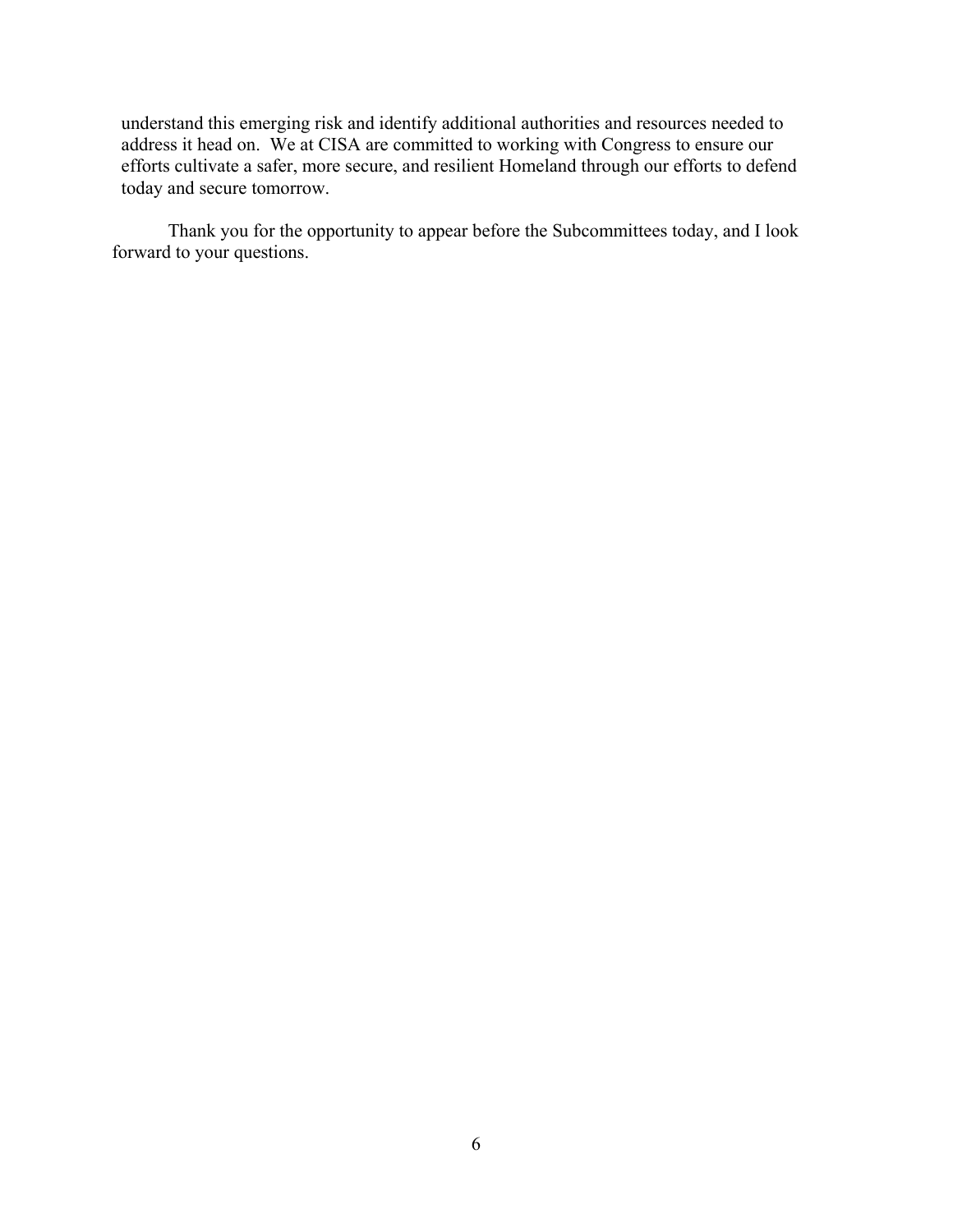understand this emerging risk and identify additional authorities and resources needed to address it head on. We at CISA are committed to working with Congress to ensure our efforts cultivate a safer, more secure, and resilient Homeland through our efforts to defend today and secure tomorrow.

Thank you for the opportunity to appear before the Subcommittees today, and I look forward to your questions.